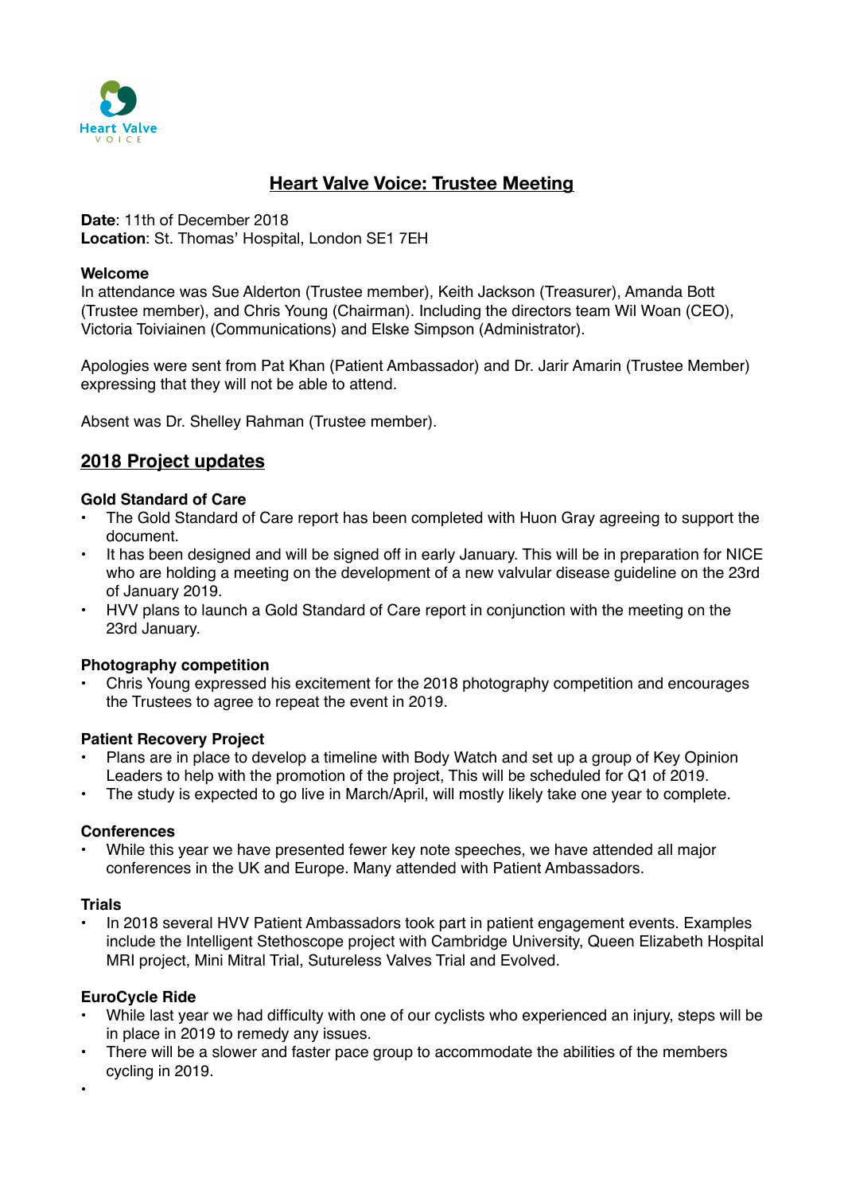# Heart Valve Voice: Trustee Meeting

**Date**: 11th of December 2018
**Location**: St. Thomas' Hospital, London SE1 7EH

**Welcome**
In attendance was Sue Alderton (Trustee member), Keith Jackson (Treasurer), Amanda Bott (Trustee member), and Chris Young (Chairman). Including the directors team Wil Woan (CEO), Victoria Toiviainen (Communications) and Elske Simpson (Administrator).

Apologies were sent from Pat Khan (Patient Ambassador) and Dr. Jarir Amarin (Trustee Member) expressing that they will not be able to attend.

Absent was Dr. Shelley Rahman (Trustee member).

## 2018 Project updates

**Gold Standard of Care**

- The Gold Standard of Care report has been completed with Huon Gray agreeing to support the document.
- It has been designed and will be signed off in early January. This will be in preparation for NICE who are holding a meeting on the development of a new valvular disease guideline on the 23rd of January 2019.
- HVV plans to launch a Gold Standard of Care report in conjunction with the meeting on the 23rd January.

**Photography competition**

- Chris Young expressed his excitement for the 2018 photography competition and encourages the Trustees to agree to repeat the event in 2019.

**Patient Recovery Project**

- Plans are in place to develop a timeline with Body Watch and set up a group of Key Opinion Leaders to help with the promotion of the project, This will be scheduled for Q1 of 2019.
- The study is expected to go live in March/April, will mostly likely take one year to complete.

**Conferences**

- While this year we have presented fewer key note speeches, we have attended all major conferences in the UK and Europe. Many attended with Patient Ambassadors.

**Trials**

- In 2018 several HVV Patient Ambassadors took part in patient engagement events. Examples include the Intelligent Stethoscope project with Cambridge University, Queen Elizabeth Hospital MRI project, Mini Mitral Trial, Sutureless Valves Trial and Evolved.

**EuroCycle Ride**

- While last year we had difficulty with one of our cyclists who experienced an injury, steps will be in place in 2019 to remedy any issues.
- There will be a slower and faster pace group to accommodate the abilities of the members cycling in 2019.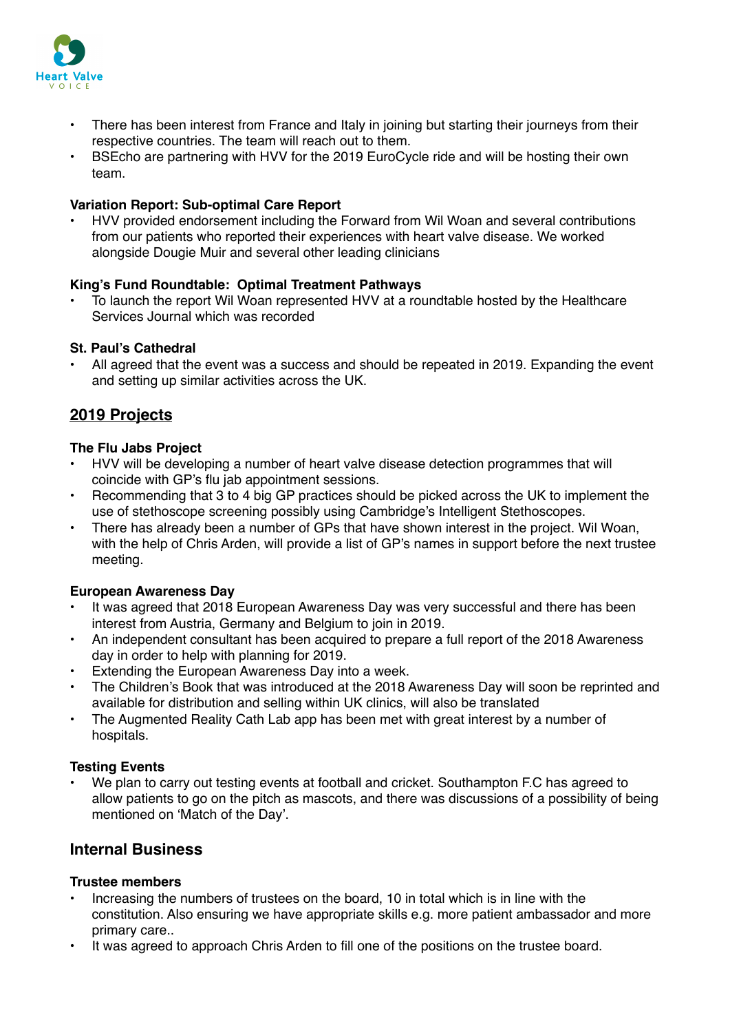- There has been interest from France and Italy in joining but starting their journeys from their respective countries. The team will reach out to them.
- BSEcho are partnering with HVV for the 2019 EuroCycle ride and will be hosting their own team.

**Variation Report: Sub-optimal Care Report**

- HVV provided endorsement including the Forward from Wil Woan and several contributions from our patients who reported their experiences with heart valve disease. We worked alongside Dougie Muir and several other leading clinicians

**King's Fund Roundtable:  Optimal Treatment Pathways**

- To launch the report Wil Woan represented HVV at a roundtable hosted by the Healthcare Services Journal which was recorded

**St. Paul's Cathedral**

- All agreed that the event was a success and should be repeated in 2019. Expanding the event and setting up similar activities across the UK.

## <u>2019 Projects</u>

**The Flu Jabs Project**

- HVV will be developing a number of heart valve disease detection programmes that will coincide with GP's flu jab appointment sessions.
- Recommending that 3 to 4 big GP practices should be picked across the UK to implement the use of stethoscope screening possibly using Cambridge's Intelligent Stethoscopes.
- There has already been a number of GPs that have shown interest in the project. Wil Woan, with the help of Chris Arden, will provide a list of GP's names in support before the next trustee meeting.

**European Awareness Day**

- It was agreed that 2018 European Awareness Day was very successful and there has been interest from Austria, Germany and Belgium to join in 2019.
- An independent consultant has been acquired to prepare a full report of the 2018 Awareness day in order to help with planning for 2019.
- Extending the European Awareness Day into a week.
- The Children's Book that was introduced at the 2018 Awareness Day will soon be reprinted and available for distribution and selling within UK clinics, will also be translated
- The Augmented Reality Cath Lab app has been met with great interest by a number of hospitals.

**Testing Events**

- We plan to carry out testing events at football and cricket. Southampton F.C has agreed to allow patients to go on the pitch as mascots, and there was discussions of a possibility of being mentioned on 'Match of the Day'.

## Internal Business

**Trustee members**

- Increasing the numbers of trustees on the board, 10 in total which is in line with the constitution. Also ensuring we have appropriate skills e.g. more patient ambassador and more primary care..
- It was agreed to approach Chris Arden to fill one of the positions on the trustee board.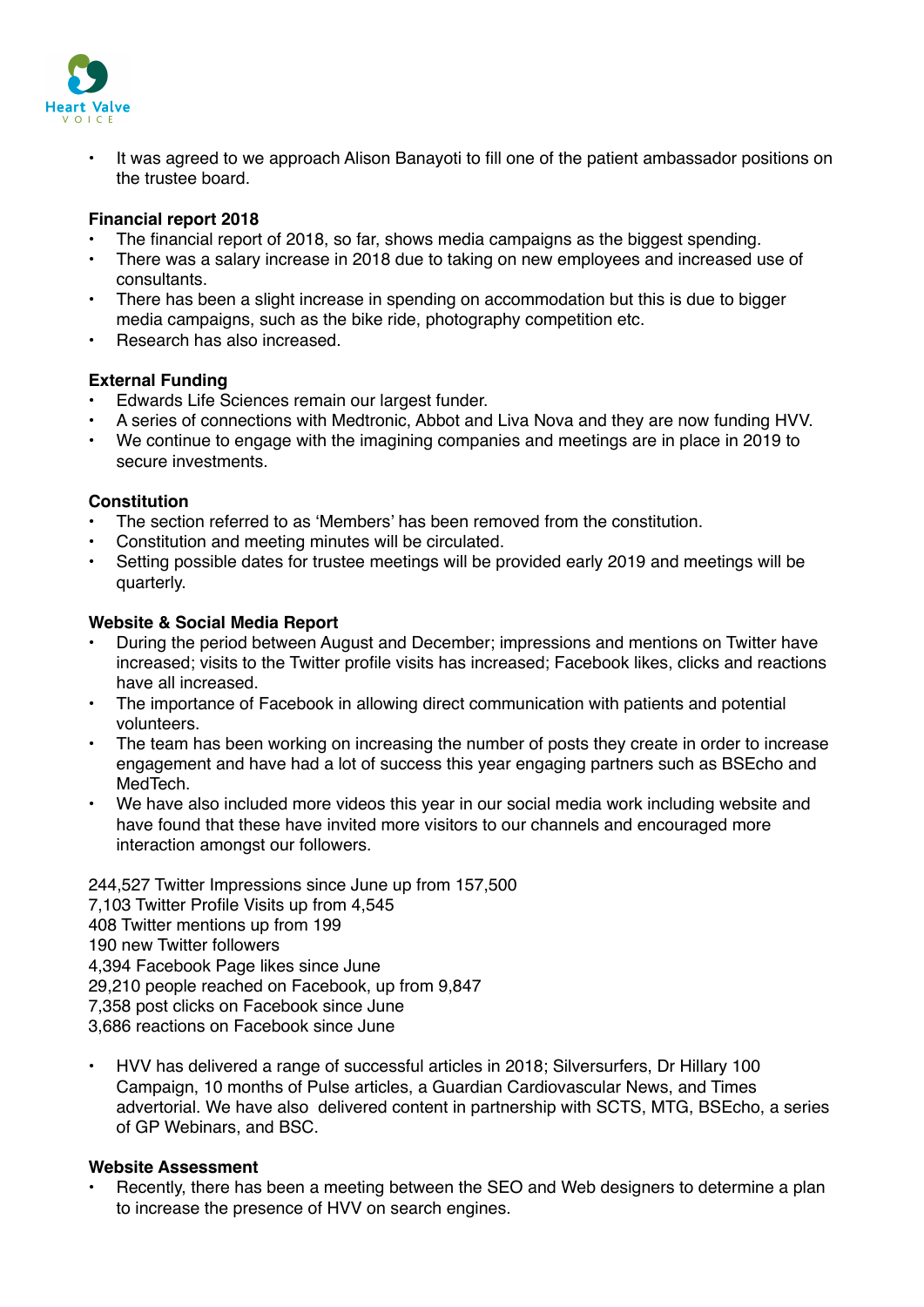- It was agreed to we approach Alison Banayoti to fill one of the patient ambassador positions on the trustee board.

**Financial report 2018**

- The financial report of 2018, so far, shows media campaigns as the biggest spending.
- There was a salary increase in 2018 due to taking on new employees and increased use of consultants.
- There has been a slight increase in spending on accommodation but this is due to bigger media campaigns, such as the bike ride, photography competition etc.
- Research has also increased.

**External Funding**

- Edwards Life Sciences remain our largest funder.
- A series of connections with Medtronic, Abbot and Liva Nova and they are now funding HVV.
- We continue to engage with the imagining companies and meetings are in place in 2019 to secure investments.

**Constitution**

- The section referred to as 'Members' has been removed from the constitution.
- Constitution and meeting minutes will be circulated.
- Setting possible dates for trustee meetings will be provided early 2019 and meetings will be quarterly.

**Website & Social Media Report**

- During the period between August and December; impressions and mentions on Twitter have increased; visits to the Twitter profile visits has increased; Facebook likes, clicks and reactions have all increased.
- The importance of Facebook in allowing direct communication with patients and potential volunteers.
- The team has been working on increasing the number of posts they create in order to increase engagement and have had a lot of success this year engaging partners such as BSEcho and MedTech.
- We have also included more videos this year in our social media work including website and have found that these have invited more visitors to our channels and encouraged more interaction amongst our followers.

244,527 Twitter Impressions since June up from 157,500
7,103 Twitter Profile Visits up from 4,545
408 Twitter mentions up from 199
190 new Twitter followers
4,394 Facebook Page likes since June
29,210 people reached on Facebook, up from 9,847
7,358 post clicks on Facebook since June
3,686 reactions on Facebook since June

- HVV has delivered a range of successful articles in 2018; Silversurfers, Dr Hillary 100 Campaign, 10 months of Pulse articles, a Guardian Cardiovascular News, and Times advertorial. We have also delivered content in partnership with SCTS, MTG, BSEcho, a series of GP Webinars, and BSC.

**Website Assessment**

- Recently, there has been a meeting between the SEO and Web designers to determine a plan to increase the presence of HVV on search engines.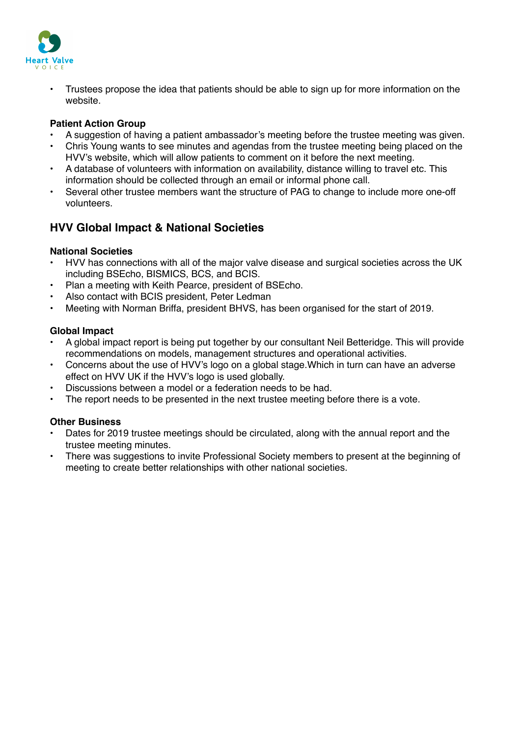- Trustees propose the idea that patients should be able to sign up for more information on the website.

**Patient Action Group**

- A suggestion of having a patient ambassador's meeting before the trustee meeting was given.
- Chris Young wants to see minutes and agendas from the trustee meeting being placed on the HVV's website, which will allow patients to comment on it before the next meeting.
- A database of volunteers with information on availability, distance willing to travel etc. This information should be collected through an email or informal phone call.
- Several other trustee members want the structure of PAG to change to include more one-off volunteers.

## HVV Global Impact & National Societies

**National Societies**

- HVV has connections with all of the major valve disease and surgical societies across the UK including BSEcho, BISMICS, BCS, and BCIS.
- Plan a meeting with Keith Pearce, president of BSEcho.
- Also contact with BCIS president, Peter Ledman
- Meeting with Norman Briffa, president BHVS, has been organised for the start of 2019.

**Global Impact**

- A global impact report is being put together by our consultant Neil Betteridge. This will provide recommendations on models, management structures and operational activities.
- Concerns about the use of HVV's logo on a global stage.Which in turn can have an adverse effect on HVV UK if the HVV's logo is used globally.
- Discussions between a model or a federation needs to be had.
- The report needs to be presented in the next trustee meeting before there is a vote.

**Other Business**

- Dates for 2019 trustee meetings should be circulated, along with the annual report and the trustee meeting minutes.
- There was suggestions to invite Professional Society members to present at the beginning of meeting to create better relationships with other national societies.